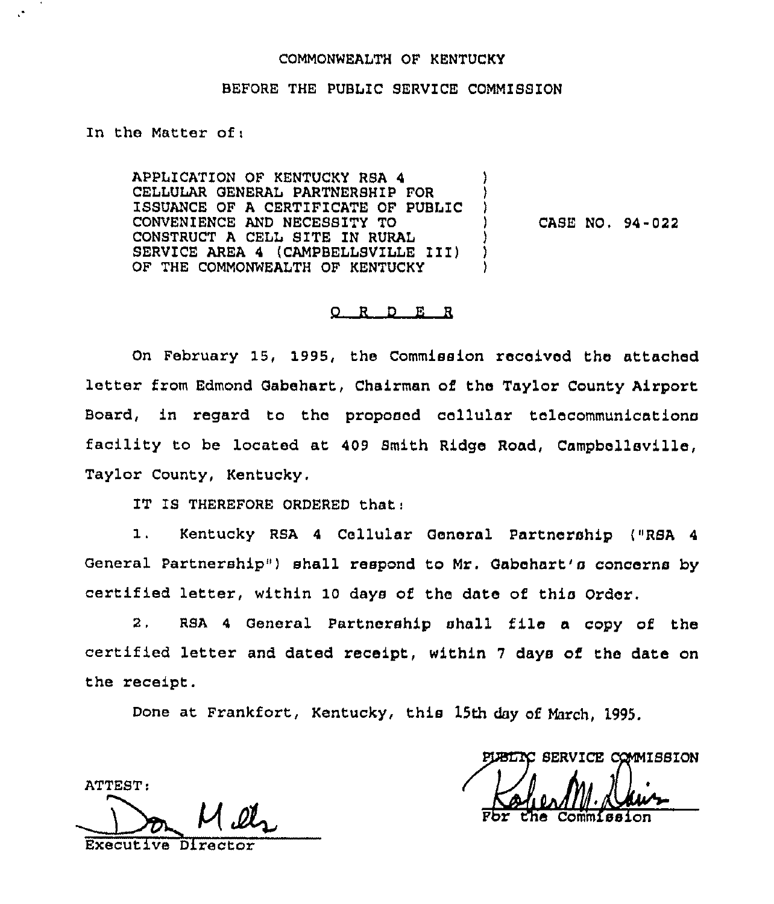COMMONWEALTH OF KENTUCKY

BEFORE THE PUBLIC SERVICE COMMISSION

In the Matter of:

APPLICATION OF KENTUCKY RSA 4 CELLULAR GENERAL PARTNERSHIP FOR ISSUANCE OF A CERTIFICATE OF PUBLIC CONVENIENCE AND NECESSITY TO CONSTRUCT A CELL SITE IN RURAL SERVICE AREA 4 (CAMPBELLSVILLE III) OF THE COMMONWEALTH OF KENTUCKY

CASE NO. 94-022

## O R D E R

On February 15, 1995, the Commission received the attached letter from Edmond Gabehart, Chairman of the Taylor County Airport Board, in regard to the proposed cellular telecommunications facility to be located at 409 Smith Ridge Road, Campbellsville, Taylor County, Kentucky.

IT IS THEREFORE ORDERED that:

1. Kentucky RSA 4 Cellular General Partnership ("RSA 4 General Partnership") shall respond to Mr. Gabehart's concerns by certified letter, within 10 days of the date of this Order.

2. RSA 4 General Partnership shall file a copy of the certified letter and dated receipt, within 7 days of the date on the receipt.

Done at Frankfort, Kentucky, this 15th day of March, 1995.

PUBLIC SERVICE COMMISSION

For the Commission

ATTEST:

Executive Director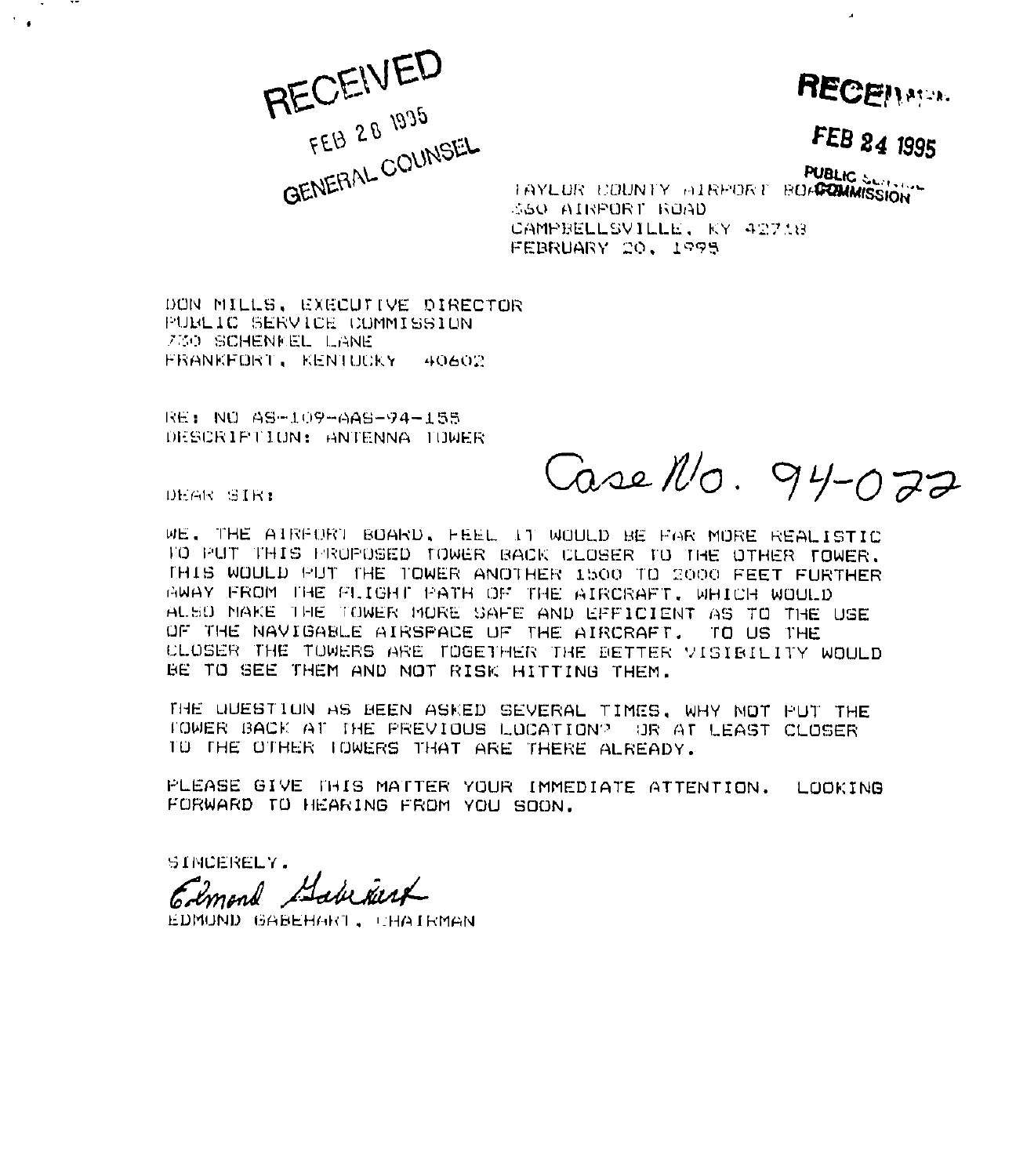RECEIVED

FEB 28 1995

GENERAL COUNSEL

RECEIVED

FEB 24 1995

PUBLIC SERVICE COMMISSION

TAYLOR COUNTY AIRPORT BOARD
550 AIRPORT ROAD
CAMPBELLSVILLE, KY 42718
FEBRUARY 20, 1995

DON MILLS, EXECUTIVE DIRECTOR
PUBLIC SERVICE COMMISSION
730 SCHENKEL LANE
FRANKFORT, KENTUCKY 40602

RE: NO AS-109-AAS-94-155
DESCRIPTION: ANTENNA TOWER

Case No. 94-022

DEAR SIR:

WE, THE AIRPORT BOARD, FEEL IT WOULD BE FAR MORE REALISTIC TO PUT THIS PROPOSED TOWER BACK CLOSER TO THE OTHER TOWER. THIS WOULD PUT THE TOWER ANOTHER 1500 TO 2000 FEET FURTHER AWAY FROM THE FLIGHT PATH OF THE AIRCRAFT, WHICH WOULD ALSO MAKE THE TOWER MORE SAFE AND EFFICIENT AS TO THE USE OF THE NAVIGABLE AIRSPACE OF THE AIRCRAFT. TO US THE CLOSER THE TOWERS ARE TOGETHER THE BETTER VISIBILITY WOULD BE TO SEE THEM AND NOT RISK HITTING THEM.

THE QUESTION AS BEEN ASKED SEVERAL TIMES, WHY NOT PUT THE TOWER BACK AT THE PREVIOUS LOCATION? OR AT LEAST CLOSER TO THE OTHER TOWERS THAT ARE THERE ALREADY.

PLEASE GIVE THIS MATTER YOUR IMMEDIATE ATTENTION. LOOKING FORWARD TO HEARING FROM YOU SOON.

SINCERELY,

Edmond Gabehart

EDMUND GABEHART, CHAIRMAN